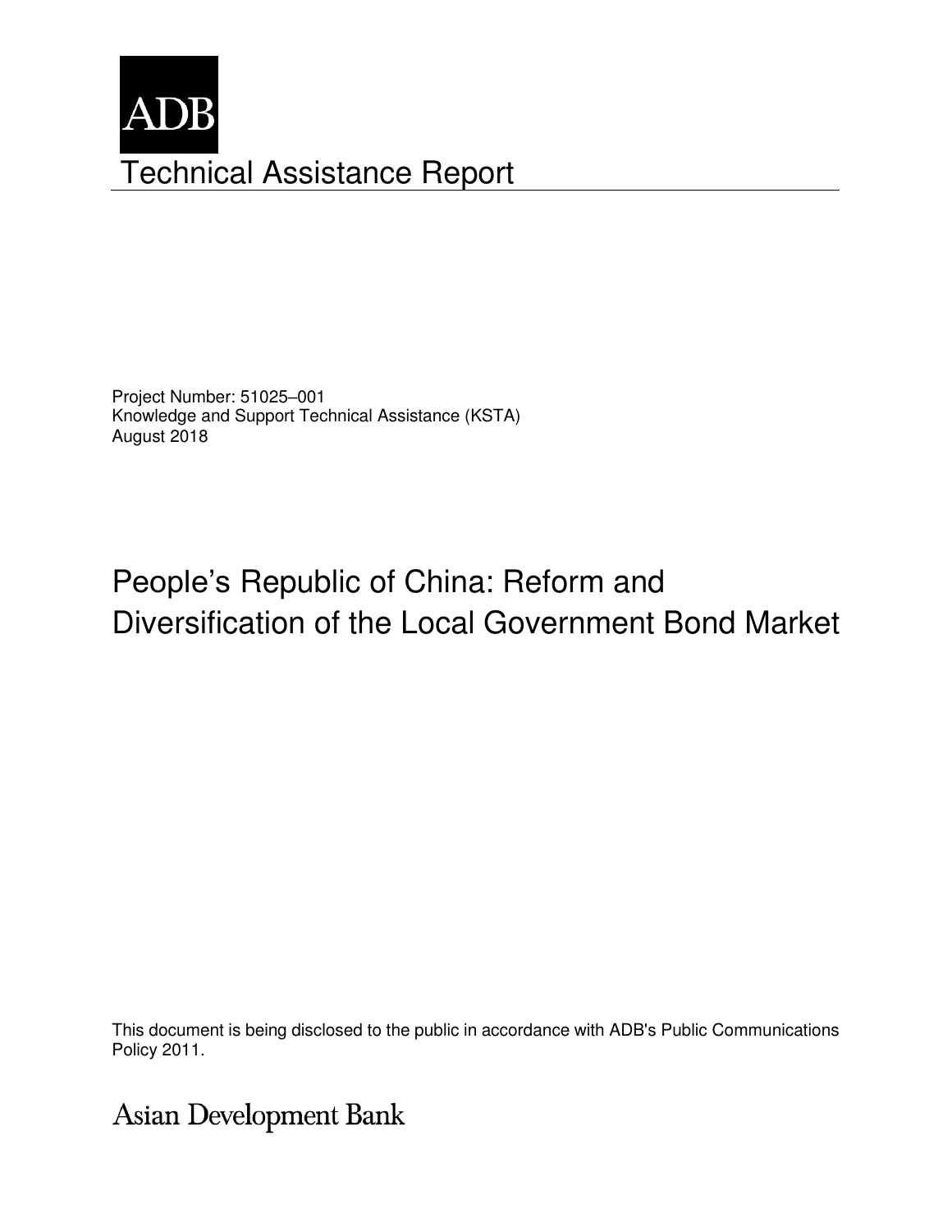ADB

# Technical Assistance Report

Project Number: 51025–001
Knowledge and Support Technical Assistance (KSTA)
August 2018

# People's Republic of China: Reform and Diversification of the Local Government Bond Market

This document is being disclosed to the public in accordance with ADB's Public Communications Policy 2011.

Asian Development Bank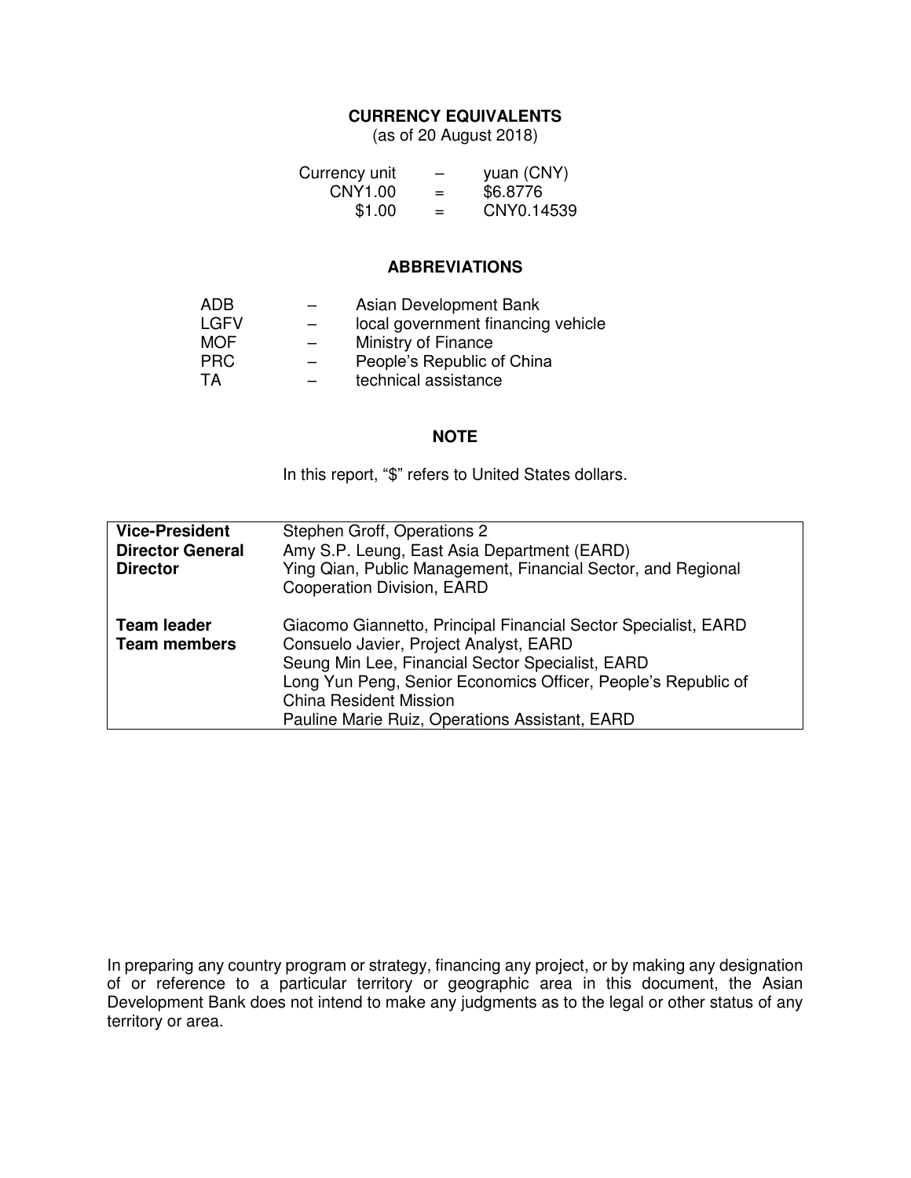## CURRENCY EQUIVALENTS

(as of 20 August 2018)

| | | |
|---|---|---|
| Currency unit | – | yuan (CNY) |
| CNY1.00 | = | $6.8776 |
| $1.00 | = | CNY0.14539 |

## ABBREVIATIONS

| | | |
|---|---|---|
| ADB | – | Asian Development Bank |
| LGFV | – | local government financing vehicle |
| MOF | – | Ministry of Finance |
| PRC | – | People's Republic of China |
| TA | – | technical assistance |

## NOTE

In this report, "$" refers to United States dollars.

| | |
|---|---|
| **Vice-President** | Stephen Groff, Operations 2 |
| **Director General** | Amy S.P. Leung, East Asia Department (EARD) |
| **Director** | Ying Qian, Public Management, Financial Sector, and Regional Cooperation Division, EARD |
| **Team leader** | Giacomo Giannetto, Principal Financial Sector Specialist, EARD |
| **Team members** | Consuelo Javier, Project Analyst, EARD<br>Seung Min Lee, Financial Sector Specialist, EARD<br>Long Yun Peng, Senior Economics Officer, People's Republic of China Resident Mission<br>Pauline Marie Ruiz, Operations Assistant, EARD |

In preparing any country program or strategy, financing any project, or by making any designation of or reference to a particular territory or geographic area in this document, the Asian Development Bank does not intend to make any judgments as to the legal or other status of any territory or area.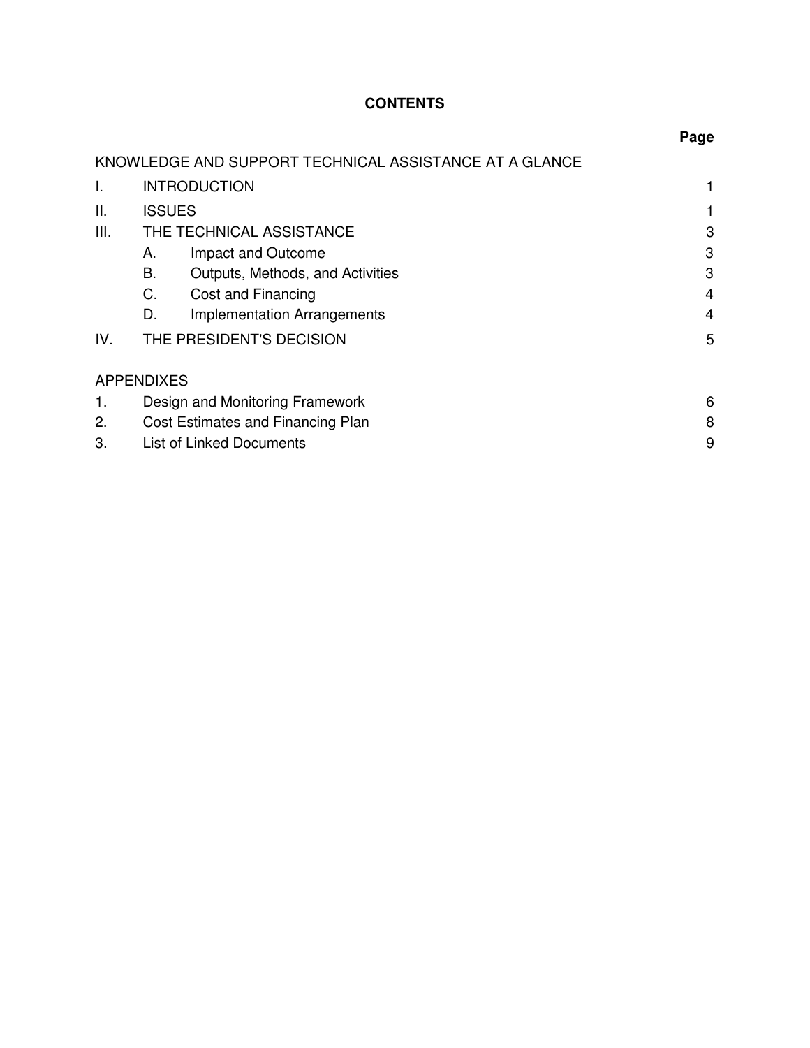# CONTENTS

| | | Page |
|---|---|---|
| KNOWLEDGE AND SUPPORT TECHNICAL ASSISTANCE AT A GLANCE | | |
| I. | INTRODUCTION | 1 |
| II. | ISSUES | 1 |
| III. | THE TECHNICAL ASSISTANCE | 3 |
| | A. Impact and Outcome | 3 |
| | B. Outputs, Methods, and Activities | 3 |
| | C. Cost and Financing | 4 |
| | D. Implementation Arrangements | 4 |
| IV. | THE PRESIDENT'S DECISION | 5 |
| APPENDIXES | | |
| 1. | Design and Monitoring Framework | 6 |
| 2. | Cost Estimates and Financing Plan | 8 |
| 3. | List of Linked Documents | 9 |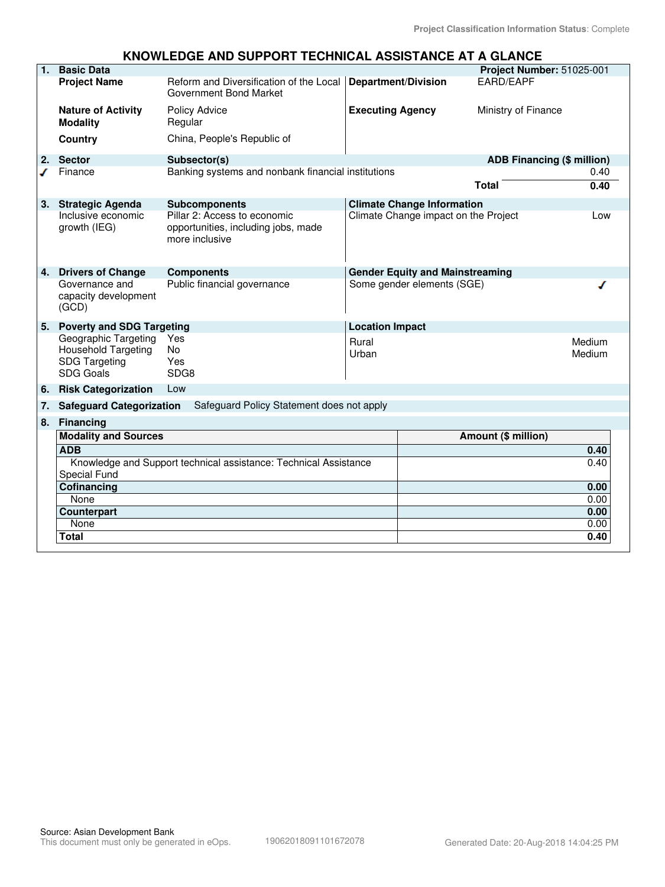Project Classification Information Status: Complete

# KNOWLEDGE AND SUPPORT TECHNICAL ASSISTANCE AT A GLANCE

| 1. | Basic Data | | | Project Number: 51025-001 |
|---|---|---|---|---|
| | Project Name | Reform and Diversification of the Local Government Bond Market | Department/Division | EARD/EAPF |
| | Nature of Activity | Policy Advice | Executing Agency | Ministry of Finance |
| | Modality | Regular | | |
| | Country | China, People's Republic of | | |

| 2. | Sector | Subsector(s) | ADB Financing ($ million) |
|---|---|---|---|
| ✓ | Finance | Banking systems and nonbank financial institutions | 0.40 |
| | | Total | 0.40 |

| 3. | Strategic Agenda | Subcomponents | Climate Change Information | |
|---|---|---|---|---|
| | Inclusive economic growth (IEG) | Pillar 2: Access to economic opportunities, including jobs, made more inclusive | Climate Change impact on the Project | Low |

| 4. | Drivers of Change | Components | Gender Equity and Mainstreaming | |
|---|---|---|---|---|
| | Governance and capacity development (GCD) | Public financial governance | Some gender elements (SGE) | ✓ |

| 5. | Poverty and SDG Targeting | | Location Impact | |
|---|---|---|---|---|
| | Geographic Targeting | Yes | Rural | Medium |
| | Household Targeting | No | Urban | Medium |
| | SDG Targeting | Yes | | |
| | SDG Goals | SDG8 | | |

**6. Risk Categorization** Low

**7. Safeguard Categorization** Safeguard Policy Statement does not apply

**8. Financing**

| Modality and Sources | Amount ($ million) |
|---|---|
| **ADB** | **0.40** |
| Knowledge and Support technical assistance: Technical Assistance Special Fund | 0.40 |
| **Cofinancing** | **0.00** |
| None | 0.00 |
| **Counterpart** | **0.00** |
| None | 0.00 |
| **Total** | **0.40** |

Source: Asian Development Bank
This document must only be generated in eOps. 19062018091101672078 Generated Date: 20-Aug-2018 14:04:25 PM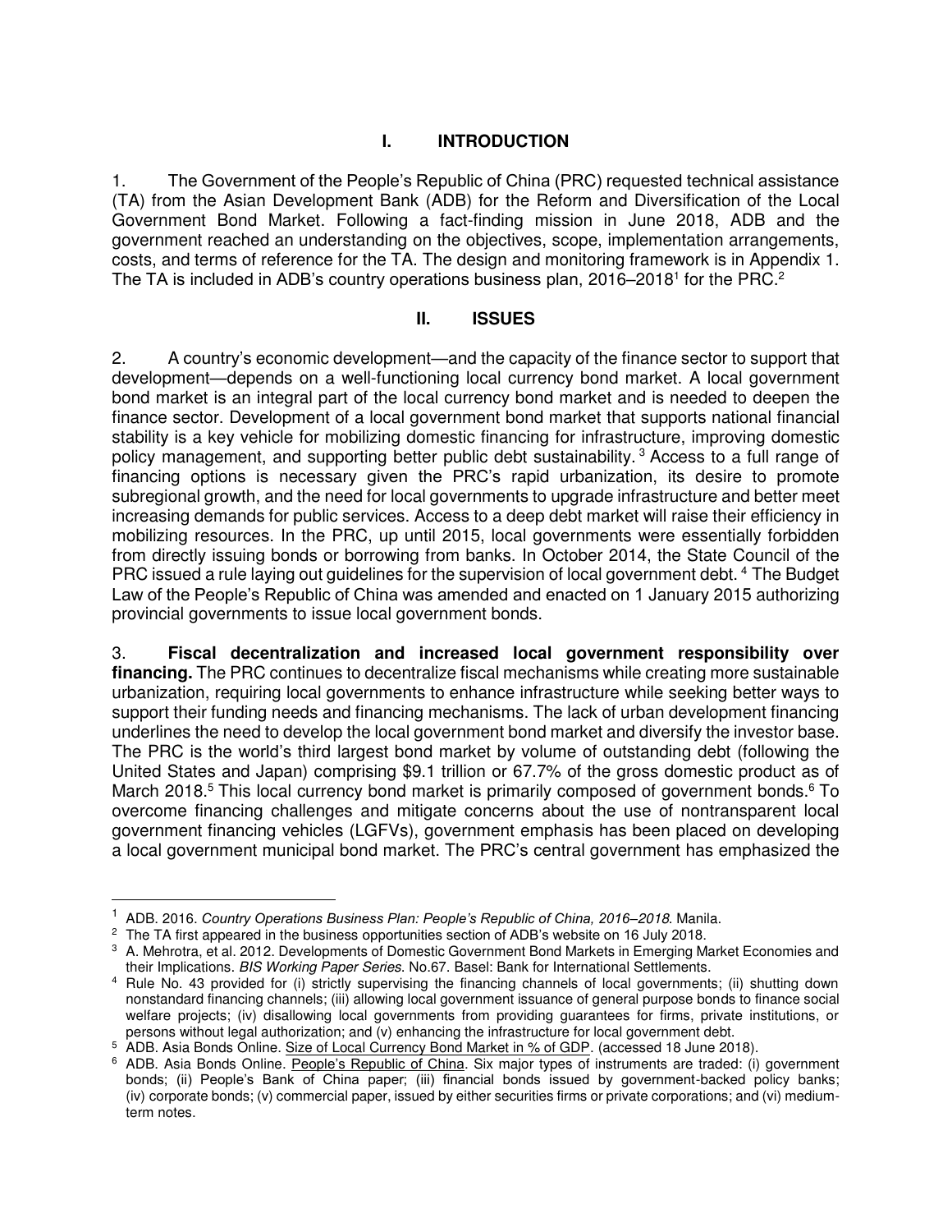# I. INTRODUCTION

1. The Government of the People's Republic of China (PRC) requested technical assistance (TA) from the Asian Development Bank (ADB) for the Reform and Diversification of the Local Government Bond Market. Following a fact-finding mission in June 2018, ADB and the government reached an understanding on the objectives, scope, implementation arrangements, costs, and terms of reference for the TA. The design and monitoring framework is in Appendix 1. The TA is included in ADB's country operations business plan, 2016–2018[1] for the PRC.[2]

# II. ISSUES

2. A country's economic development—and the capacity of the finance sector to support that development—depends on a well-functioning local currency bond market. A local government bond market is an integral part of the local currency bond market and is needed to deepen the finance sector. Development of a local government bond market that supports national financial stability is a key vehicle for mobilizing domestic financing for infrastructure, improving domestic policy management, and supporting better public debt sustainability.[3] Access to a full range of financing options is necessary given the PRC's rapid urbanization, its desire to promote subregional growth, and the need for local governments to upgrade infrastructure and better meet increasing demands for public services. Access to a deep debt market will raise their efficiency in mobilizing resources. In the PRC, up until 2015, local governments were essentially forbidden from directly issuing bonds or borrowing from banks. In October 2014, the State Council of the PRC issued a rule laying out guidelines for the supervision of local government debt.[4] The Budget Law of the People's Republic of China was amended and enacted on 1 January 2015 authorizing provincial governments to issue local government bonds.

3. **Fiscal decentralization and increased local government responsibility over financing.** The PRC continues to decentralize fiscal mechanisms while creating more sustainable urbanization, requiring local governments to enhance infrastructure while seeking better ways to support their funding needs and financing mechanisms. The lack of urban development financing underlines the need to develop the local government bond market and diversify the investor base. The PRC is the world's third largest bond market by volume of outstanding debt (following the United States and Japan) comprising \$9.1 trillion or 67.7% of the gross domestic product as of March 2018.[5] This local currency bond market is primarily composed of government bonds.[6] To overcome financing challenges and mitigate concerns about the use of nontransparent local government financing vehicles (LGFVs), government emphasis has been placed on developing a local government municipal bond market. The PRC's central government has emphasized the

---

[1] ADB. 2016. *Country Operations Business Plan: People's Republic of China, 2016–2018*. Manila.

[2] The TA first appeared in the business opportunities section of ADB's website on 16 July 2018.

[3] A. Mehrotra, et al. 2012. Developments of Domestic Government Bond Markets in Emerging Market Economies and their Implications. *BIS Working Paper Series.* No.67. Basel: Bank for International Settlements.

[4] Rule No. 43 provided for (i) strictly supervising the financing channels of local governments; (ii) shutting down nonstandard financing channels; (iii) allowing local government issuance of general purpose bonds to finance social welfare projects; (iv) disallowing local governments from providing guarantees for firms, private institutions, or persons without legal authorization; and (v) enhancing the infrastructure for local government debt.

[5] ADB. Asia Bonds Online. Size of Local Currency Bond Market in % of GDP. (accessed 18 June 2018).

[6] ADB. Asia Bonds Online. People's Republic of China. Six major types of instruments are traded: (i) government bonds; (ii) People's Bank of China paper; (iii) financial bonds issued by government-backed policy banks; (iv) corporate bonds; (v) commercial paper, issued by either securities firms or private corporations; and (vi) medium-term notes.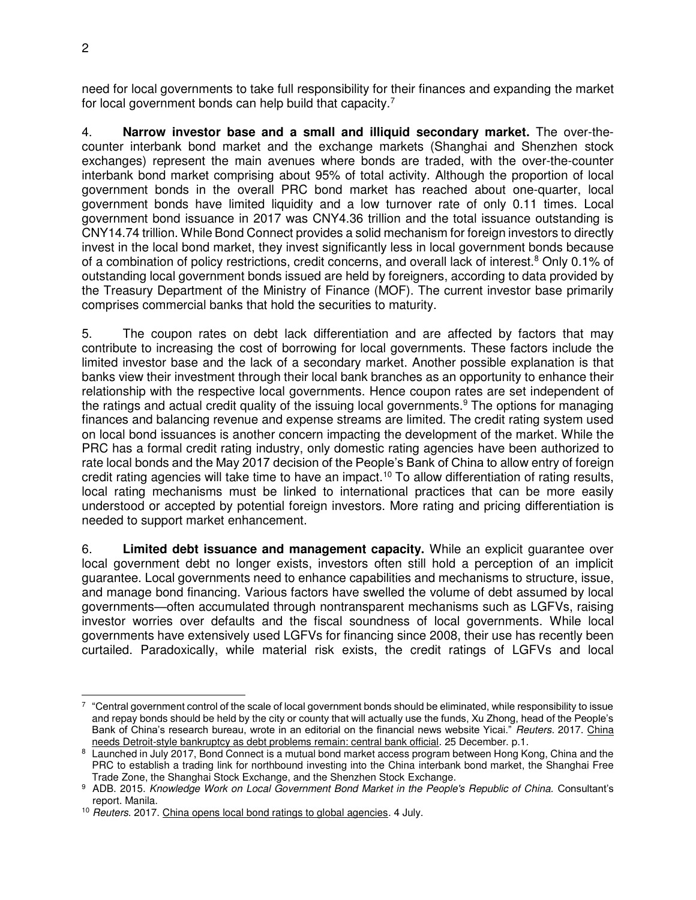need for local governments to take full responsibility for their finances and expanding the market for local government bonds can help build that capacity.[7]

4. **Narrow investor base and a small and illiquid secondary market.** The over-the-counter interbank bond market and the exchange markets (Shanghai and Shenzhen stock exchanges) represent the main avenues where bonds are traded, with the over-the-counter interbank bond market comprising about 95% of total activity. Although the proportion of local government bonds in the overall PRC bond market has reached about one-quarter, local government bonds have limited liquidity and a low turnover rate of only 0.11 times. Local government bond issuance in 2017 was CNY4.36 trillion and the total issuance outstanding is CNY14.74 trillion. While Bond Connect provides a solid mechanism for foreign investors to directly invest in the local bond market, they invest significantly less in local government bonds because of a combination of policy restrictions, credit concerns, and overall lack of interest.[8] Only 0.1% of outstanding local government bonds issued are held by foreigners, according to data provided by the Treasury Department of the Ministry of Finance (MOF). The current investor base primarily comprises commercial banks that hold the securities to maturity.

5. The coupon rates on debt lack differentiation and are affected by factors that may contribute to increasing the cost of borrowing for local governments. These factors include the limited investor base and the lack of a secondary market. Another possible explanation is that banks view their investment through their local bank branches as an opportunity to enhance their relationship with the respective local governments. Hence coupon rates are set independent of the ratings and actual credit quality of the issuing local governments.[9] The options for managing finances and balancing revenue and expense streams are limited. The credit rating system used on local bond issuances is another concern impacting the development of the market. While the PRC has a formal credit rating industry, only domestic rating agencies have been authorized to rate local bonds and the May 2017 decision of the People's Bank of China to allow entry of foreign credit rating agencies will take time to have an impact.[10] To allow differentiation of rating results, local rating mechanisms must be linked to international practices that can be more easily understood or accepted by potential foreign investors. More rating and pricing differentiation is needed to support market enhancement.

6. **Limited debt issuance and management capacity.** While an explicit guarantee over local government debt no longer exists, investors often still hold a perception of an implicit guarantee. Local governments need to enhance capabilities and mechanisms to structure, issue, and manage bond financing. Various factors have swelled the volume of debt assumed by local governments—often accumulated through nontransparent mechanisms such as LGFVs, raising investor worries over defaults and the fiscal soundness of local governments. While local governments have extensively used LGFVs for financing since 2008, their use has recently been curtailed. Paradoxically, while material risk exists, the credit ratings of LGFVs and local

---

[7] "Central government control of the scale of local government bonds should be eliminated, while responsibility to issue and repay bonds should be held by the city or county that will actually use the funds, Xu Zhong, head of the People's Bank of China's research bureau, wrote in an editorial on the financial news website Yicai." *Reuters*. 2017. China needs Detroit-style bankruptcy as debt problems remain: central bank official. 25 December. p.1.

[8] Launched in July 2017, Bond Connect is a mutual bond market access program between Hong Kong, China and the PRC to establish a trading link for northbound investing into the China interbank bond market, the Shanghai Free Trade Zone, the Shanghai Stock Exchange, and the Shenzhen Stock Exchange.

[9] ADB. 2015. *Knowledge Work on Local Government Bond Market in the People's Republic of China.* Consultant's report. Manila.

[10] *Reuters*. 2017. China opens local bond ratings to global agencies. 4 July.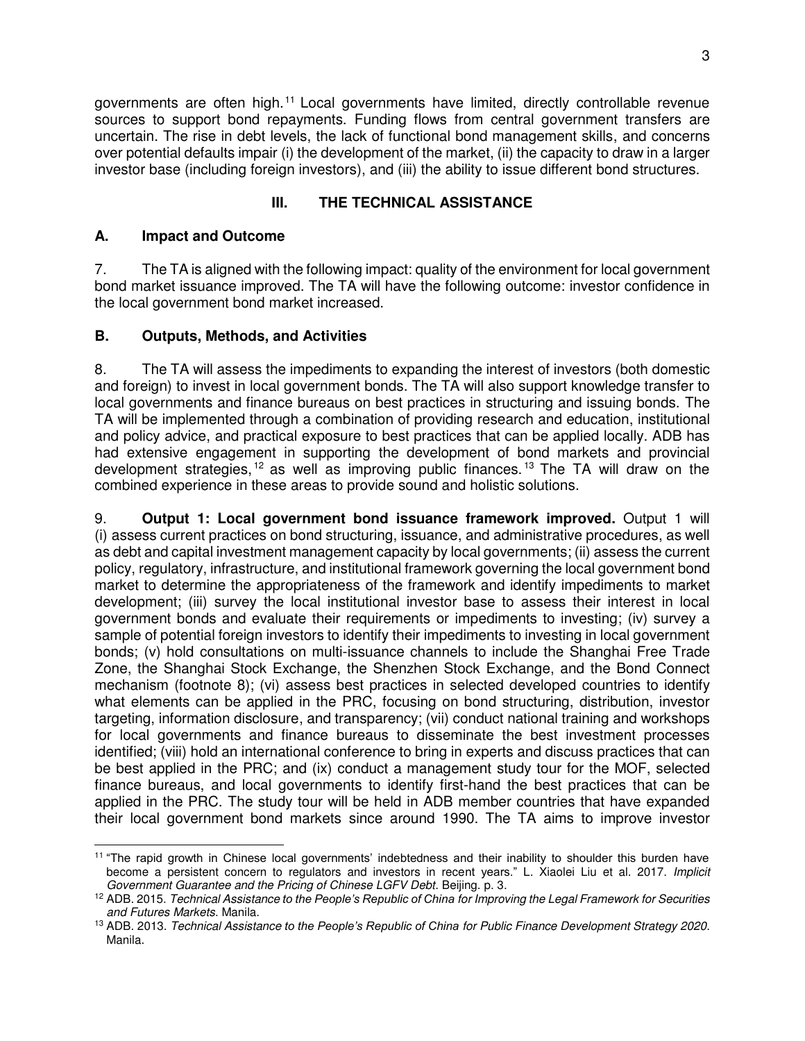governments are often high.[11] Local governments have limited, directly controllable revenue sources to support bond repayments. Funding flows from central government transfers are uncertain. The rise in debt levels, the lack of functional bond management skills, and concerns over potential defaults impair (i) the development of the market, (ii) the capacity to draw in a larger investor base (including foreign investors), and (iii) the ability to issue different bond structures.

## III. THE TECHNICAL ASSISTANCE

### A. Impact and Outcome

7. The TA is aligned with the following impact: quality of the environment for local government bond market issuance improved. The TA will have the following outcome: investor confidence in the local government bond market increased.

### B. Outputs, Methods, and Activities

8. The TA will assess the impediments to expanding the interest of investors (both domestic and foreign) to invest in local government bonds. The TA will also support knowledge transfer to local governments and finance bureaus on best practices in structuring and issuing bonds. The TA will be implemented through a combination of providing research and education, institutional and policy advice, and practical exposure to best practices that can be applied locally. ADB has had extensive engagement in supporting the development of bond markets and provincial development strategies,[12] as well as improving public finances.[13] The TA will draw on the combined experience in these areas to provide sound and holistic solutions.

9. **Output 1: Local government bond issuance framework improved.** Output 1 will (i) assess current practices on bond structuring, issuance, and administrative procedures, as well as debt and capital investment management capacity by local governments; (ii) assess the current policy, regulatory, infrastructure, and institutional framework governing the local government bond market to determine the appropriateness of the framework and identify impediments to market development; (iii) survey the local institutional investor base to assess their interest in local government bonds and evaluate their requirements or impediments to investing; (iv) survey a sample of potential foreign investors to identify their impediments to investing in local government bonds; (v) hold consultations on multi-issuance channels to include the Shanghai Free Trade Zone, the Shanghai Stock Exchange, the Shenzhen Stock Exchange, and the Bond Connect mechanism (footnote 8); (vi) assess best practices in selected developed countries to identify what elements can be applied in the PRC, focusing on bond structuring, distribution, investor targeting, information disclosure, and transparency; (vii) conduct national training and workshops for local governments and finance bureaus to disseminate the best investment processes identified; (viii) hold an international conference to bring in experts and discuss practices that can be best applied in the PRC; and (ix) conduct a management study tour for the MOF, selected finance bureaus, and local governments to identify first-hand the best practices that can be applied in the PRC. The study tour will be held in ADB member countries that have expanded their local government bond markets since around 1990. The TA aims to improve investor

---

[11] "The rapid growth in Chinese local governments' indebtedness and their inability to shoulder this burden have become a persistent concern to regulators and investors in recent years." L. Xiaolei Liu et al. 2017. *Implicit Government Guarantee and the Pricing of Chinese LGFV Debt*. Beijing. p. 3.

[12] ADB. 2015. *Technical Assistance to the People's Republic of China for Improving the Legal Framework for Securities and Futures Markets*. Manila.

[13] ADB. 2013. *Technical Assistance to the People's Republic of China for Public Finance Development Strategy 2020*. Manila.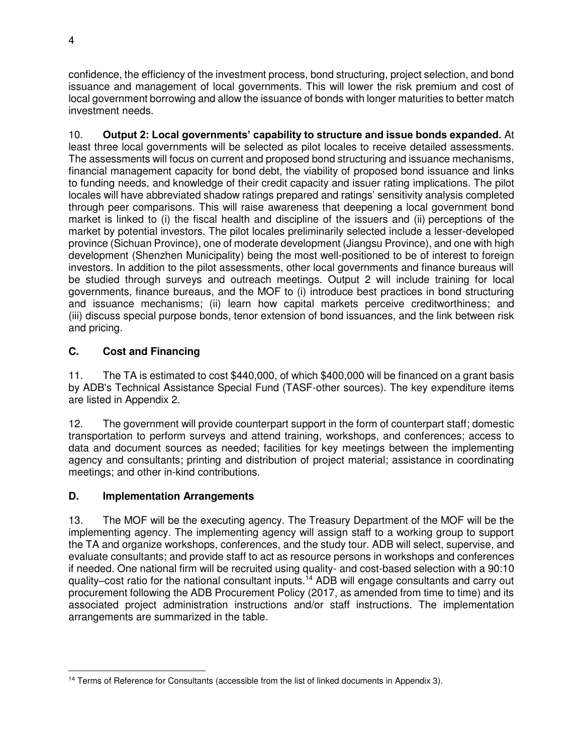confidence, the efficiency of the investment process, bond structuring, project selection, and bond issuance and management of local governments. This will lower the risk premium and cost of local government borrowing and allow the issuance of bonds with longer maturities to better match investment needs.

10. **Output 2: Local governments' capability to structure and issue bonds expanded.** At least three local governments will be selected as pilot locales to receive detailed assessments. The assessments will focus on current and proposed bond structuring and issuance mechanisms, financial management capacity for bond debt, the viability of proposed bond issuance and links to funding needs, and knowledge of their credit capacity and issuer rating implications. The pilot locales will have abbreviated shadow ratings prepared and ratings' sensitivity analysis completed through peer comparisons. This will raise awareness that deepening a local government bond market is linked to (i) the fiscal health and discipline of the issuers and (ii) perceptions of the market by potential investors. The pilot locales preliminarily selected include a lesser-developed province (Sichuan Province), one of moderate development (Jiangsu Province), and one with high development (Shenzhen Municipality) being the most well-positioned to be of interest to foreign investors. In addition to the pilot assessments, other local governments and finance bureaus will be studied through surveys and outreach meetings. Output 2 will include training for local governments, finance bureaus, and the MOF to (i) introduce best practices in bond structuring and issuance mechanisms; (ii) learn how capital markets perceive creditworthiness; and (iii) discuss special purpose bonds, tenor extension of bond issuances, and the link between risk and pricing.

## C. Cost and Financing

11. The TA is estimated to cost $440,000, of which $400,000 will be financed on a grant basis by ADB's Technical Assistance Special Fund (TASF-other sources). The key expenditure items are listed in Appendix 2.

12. The government will provide counterpart support in the form of counterpart staff; domestic transportation to perform surveys and attend training, workshops, and conferences; access to data and document sources as needed; facilities for key meetings between the implementing agency and consultants; printing and distribution of project material; assistance in coordinating meetings; and other in-kind contributions.

## D. Implementation Arrangements

13. The MOF will be the executing agency. The Treasury Department of the MOF will be the implementing agency. The implementing agency will assign staff to a working group to support the TA and organize workshops, conferences, and the study tour. ADB will select, supervise, and evaluate consultants; and provide staff to act as resource persons in workshops and conferences if needed. One national firm will be recruited using quality- and cost-based selection with a 90:10 quality–cost ratio for the national consultant inputs.[14] ADB will engage consultants and carry out procurement following the ADB Procurement Policy (2017, as amended from time to time) and its associated project administration instructions and/or staff instructions. The implementation arrangements are summarized in the table.

---

[14] Terms of Reference for Consultants (accessible from the list of linked documents in Appendix 3).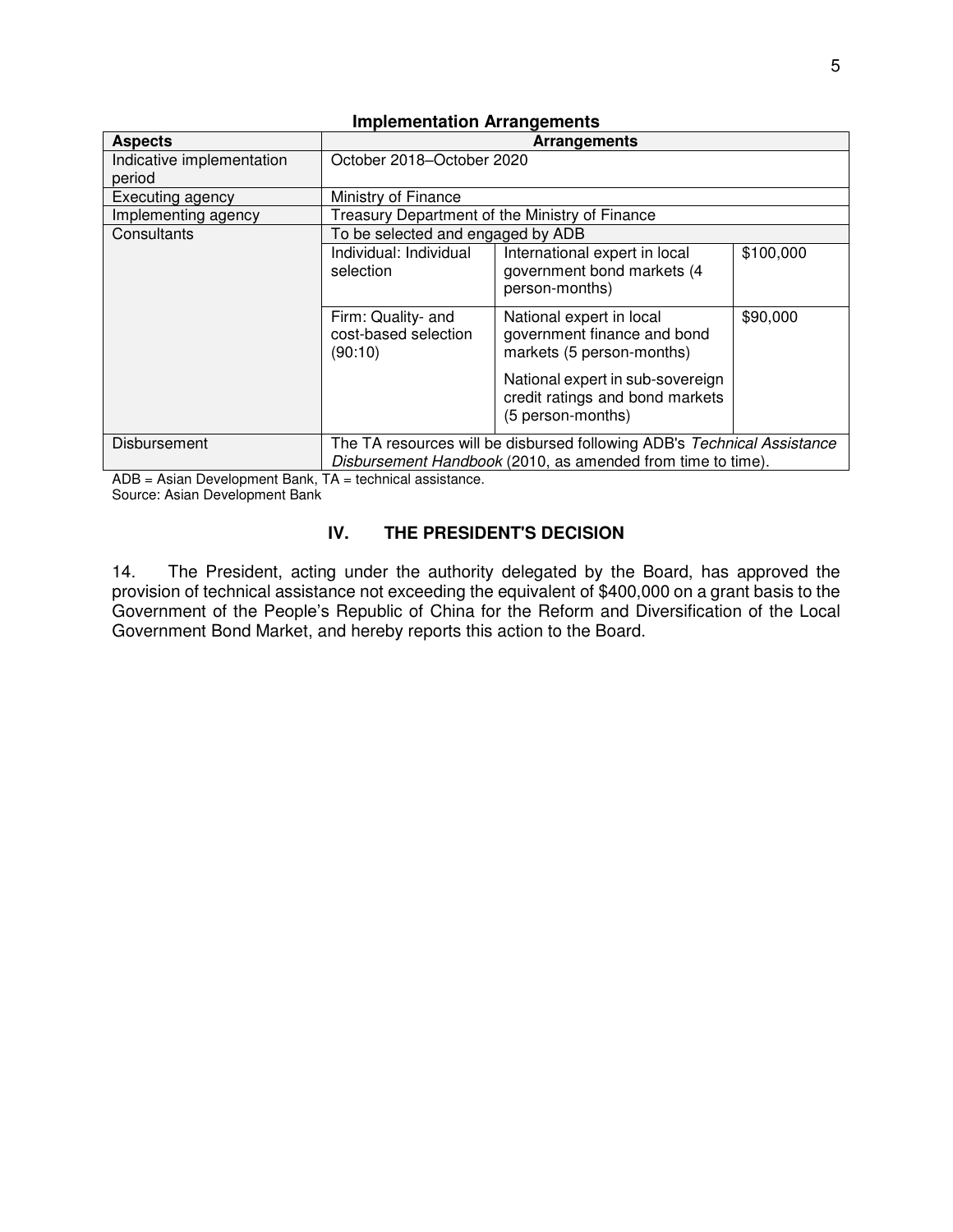**Implementation Arrangements**

| Aspects | Arrangements | | |
|---|---|---|---|
| Indicative implementation period | October 2018–October 2020 | | |
| Executing agency | Ministry of Finance | | |
| Implementing agency | Treasury Department of the Ministry of Finance | | |
| Consultants | To be selected and engaged by ADB | | |
| | Individual: Individual selection | International expert in local government bond markets (4 person-months) | $100,000 |
| | Firm: Quality- and cost-based selection (90:10) | National expert in local government finance and bond markets (5 person-months)<br><br>National expert in sub-sovereign credit ratings and bond markets (5 person-months) | $90,000 |
| Disbursement | The TA resources will be disbursed following ADB's *Technical Assistance Disbursement Handbook* (2010, as amended from time to time). | | |

ADB = Asian Development Bank, TA = technical assistance.
Source: Asian Development Bank

## IV. THE PRESIDENT'S DECISION

14. The President, acting under the authority delegated by the Board, has approved the provision of technical assistance not exceeding the equivalent of $400,000 on a grant basis to the Government of the People's Republic of China for the Reform and Diversification of the Local Government Bond Market, and hereby reports this action to the Board.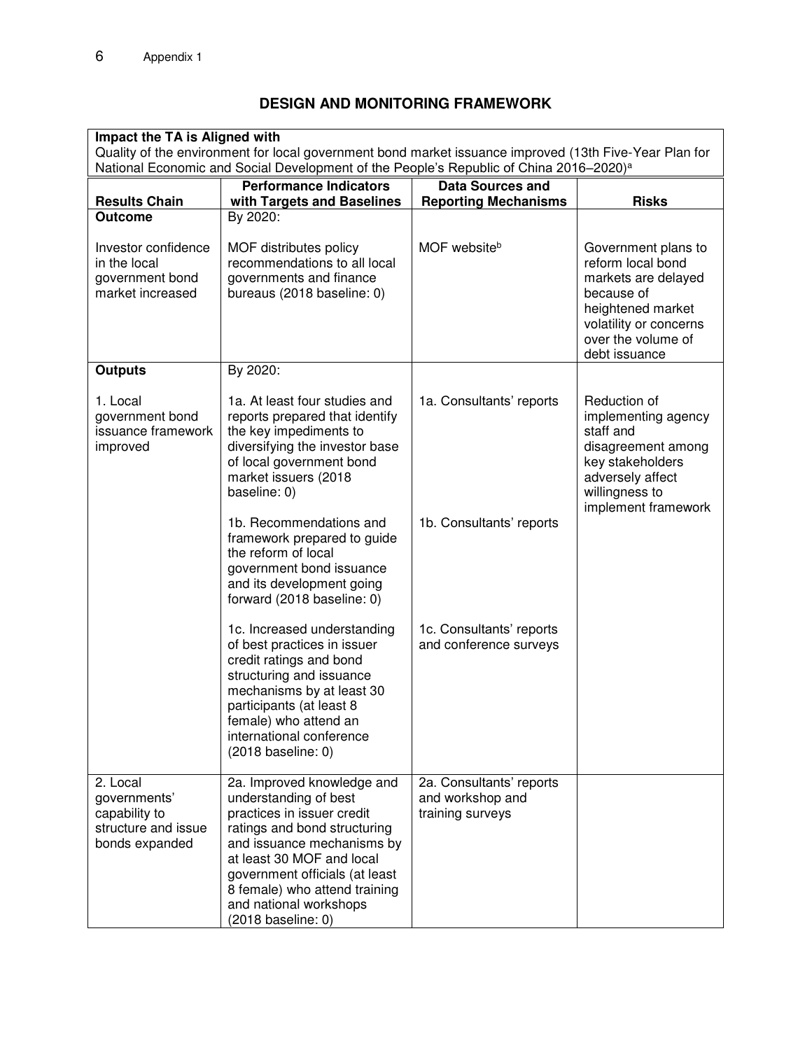## DESIGN AND MONITORING FRAMEWORK

**Impact the TA is Aligned with**

Quality of the environment for local government bond market issuance improved (13th Five-Year Plan for National Economic and Social Development of the People's Republic of China 2016–2020)[a]

| Results Chain | Performance Indicators with Targets and Baselines | Data Sources and Reporting Mechanisms | Risks |
|---|---|---|---|
| **Outcome**<br><br>Investor confidence in the local government bond market increased | By 2020:<br><br>MOF distributes policy recommendations to all local governments and finance bureaus (2018 baseline: 0) | MOF website[b] | Government plans to reform local bond markets are delayed because of heightened market volatility or concerns over the volume of debt issuance |
| **Outputs**<br><br>1. Local government bond issuance framework improved | By 2020:<br><br>1a. At least four studies and reports prepared that identify the key impediments to diversifying the investor base of local government bond market issuers (2018 baseline: 0) | 1a. Consultants' reports | Reduction of implementing agency staff and disagreement among key stakeholders adversely affect willingness to implement framework |
| | 1b. Recommendations and framework prepared to guide the reform of local government bond issuance and its development going forward (2018 baseline: 0) | 1b. Consultants' reports | |
| | 1c. Increased understanding of best practices in issuer credit ratings and bond structuring and issuance mechanisms by at least 30 participants (at least 8 female) who attend an international conference (2018 baseline: 0) | 1c. Consultants' reports and conference surveys | |
| 2. Local governments' capability to structure and issue bonds expanded | 2a. Improved knowledge and understanding of best practices in issuer credit ratings and bond structuring and issuance mechanisms by at least 30 MOF and local government officials (at least 8 female) who attend training and national workshops (2018 baseline: 0) | 2a. Consultants' reports and workshop and training surveys | |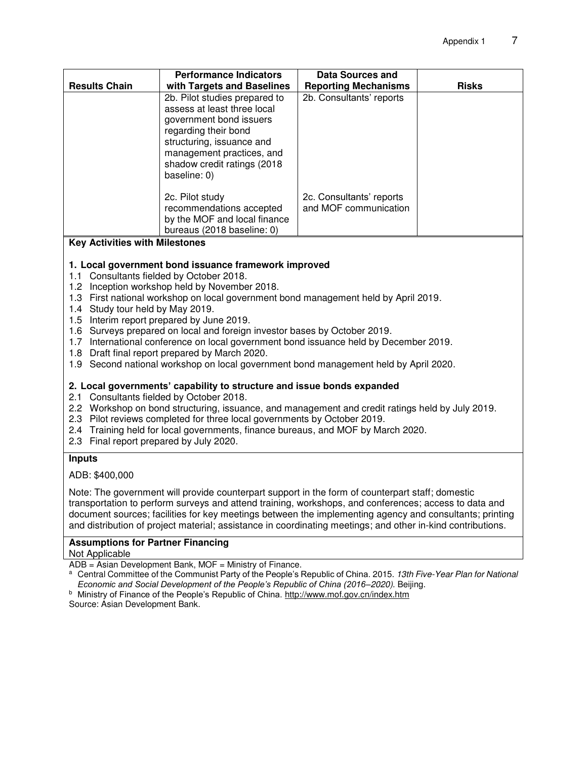| Results Chain | Performance Indicators with Targets and Baselines | Data Sources and Reporting Mechanisms | Risks |
|---|---|---|---|
| | 2b. Pilot studies prepared to assess at least three local government bond issuers regarding their bond structuring, issuance and management practices, and shadow credit ratings (2018 baseline: 0) | 2b. Consultants' reports | |
| | 2c. Pilot study recommendations accepted by the MOF and local finance bureaus (2018 baseline: 0) | 2c. Consultants' reports and MOF communication | |

**Key Activities with Milestones**

**1. Local government bond issuance framework improved**

1.1 Consultants fielded by October 2018.
1.2 Inception workshop held by November 2018.
1.3 First national workshop on local government bond management held by April 2019.
1.4 Study tour held by May 2019.
1.5 Interim report prepared by June 2019.
1.6 Surveys prepared on local and foreign investor bases by October 2019.
1.7 International conference on local government bond issuance held by December 2019.
1.8 Draft final report prepared by March 2020.
1.9 Second national workshop on local government bond management held by April 2020.

**2. Local governments' capability to structure and issue bonds expanded**

2.1 Consultants fielded by October 2018.
2.2 Workshop on bond structuring, issuance, and management and credit ratings held by July 2019.
2.3 Pilot reviews completed for three local governments by October 2019.
2.4 Training held for local governments, finance bureaus, and MOF by March 2020.
2.3 Final report prepared by July 2020.

**Inputs**

ADB: $400,000

Note: The government will provide counterpart support in the form of counterpart staff; domestic transportation to perform surveys and attend training, workshops, and conferences; access to data and document sources; facilities for key meetings between the implementing agency and consultants; printing and distribution of project material; assistance in coordinating meetings; and other in-kind contributions.

**Assumptions for Partner Financing**

Not Applicable

ADB = Asian Development Bank, MOF = Ministry of Finance.

[a] Central Committee of the Communist Party of the People's Republic of China. 2015. *13th Five-Year Plan for National Economic and Social Development of the People's Republic of China (2016–2020).* Beijing.

[b] Ministry of Finance of the People's Republic of China. http://www.mof.gov.cn/index.htm

Source: Asian Development Bank.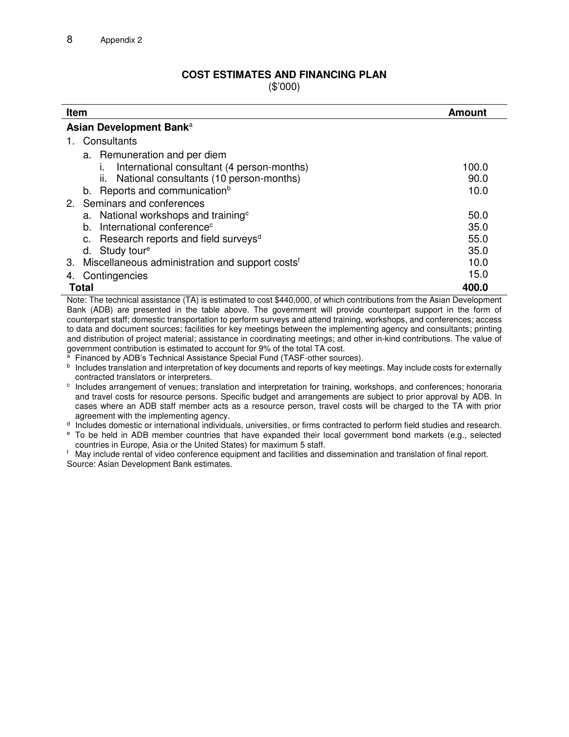Appendix 2

## COST ESTIMATES AND FINANCING PLAN

($'000)

| Item | Amount |
|---|---|
| **Asian Development Bank**[a] | |
| 1. Consultants | |
| a. Remuneration and per diem | |
| i. International consultant (4 person-months) | 100.0 |
| ii. National consultants (10 person-months) | 90.0 |
| b. Reports and communication[b] | 10.0 |
| 2. Seminars and conferences | |
| a. National workshops and training[c] | 50.0 |
| b. International conference[c] | 35.0 |
| c. Research reports and field surveys[d] | 55.0 |
| d. Study tour[e] | 35.0 |
| 3. Miscellaneous administration and support costs[f] | 10.0 |
| 4. Contingencies | 15.0 |
| **Total** | **400.0** |

Note: The technical assistance (TA) is estimated to cost $440,000, of which contributions from the Asian Development Bank (ADB) are presented in the table above. The government will provide counterpart support in the form of counterpart staff; domestic transportation to perform surveys and attend training, workshops, and conferences; access to data and document sources; facilities for key meetings between the implementing agency and consultants; printing and distribution of project material; assistance in coordinating meetings; and other in-kind contributions. The value of government contribution is estimated to account for 9% of the total TA cost.

[a] Financed by ADB's Technical Assistance Special Fund (TASF-other sources).

[b] Includes translation and interpretation of key documents and reports of key meetings. May include costs for externally contracted translators or interpreters.

[c] Includes arrangement of venues; translation and interpretation for training, workshops, and conferences; honoraria and travel costs for resource persons. Specific budget and arrangements are subject to prior approval by ADB. In cases where an ADB staff member acts as a resource person, travel costs will be charged to the TA with prior agreement with the implementing agency.

[d] Includes domestic or international individuals, universities, or firms contracted to perform field studies and research.

[e] To be held in ADB member countries that have expanded their local government bond markets (e.g., selected countries in Europe, Asia or the United States) for maximum 5 staff.

[f] May include rental of video conference equipment and facilities and dissemination and translation of final report.

Source: Asian Development Bank estimates.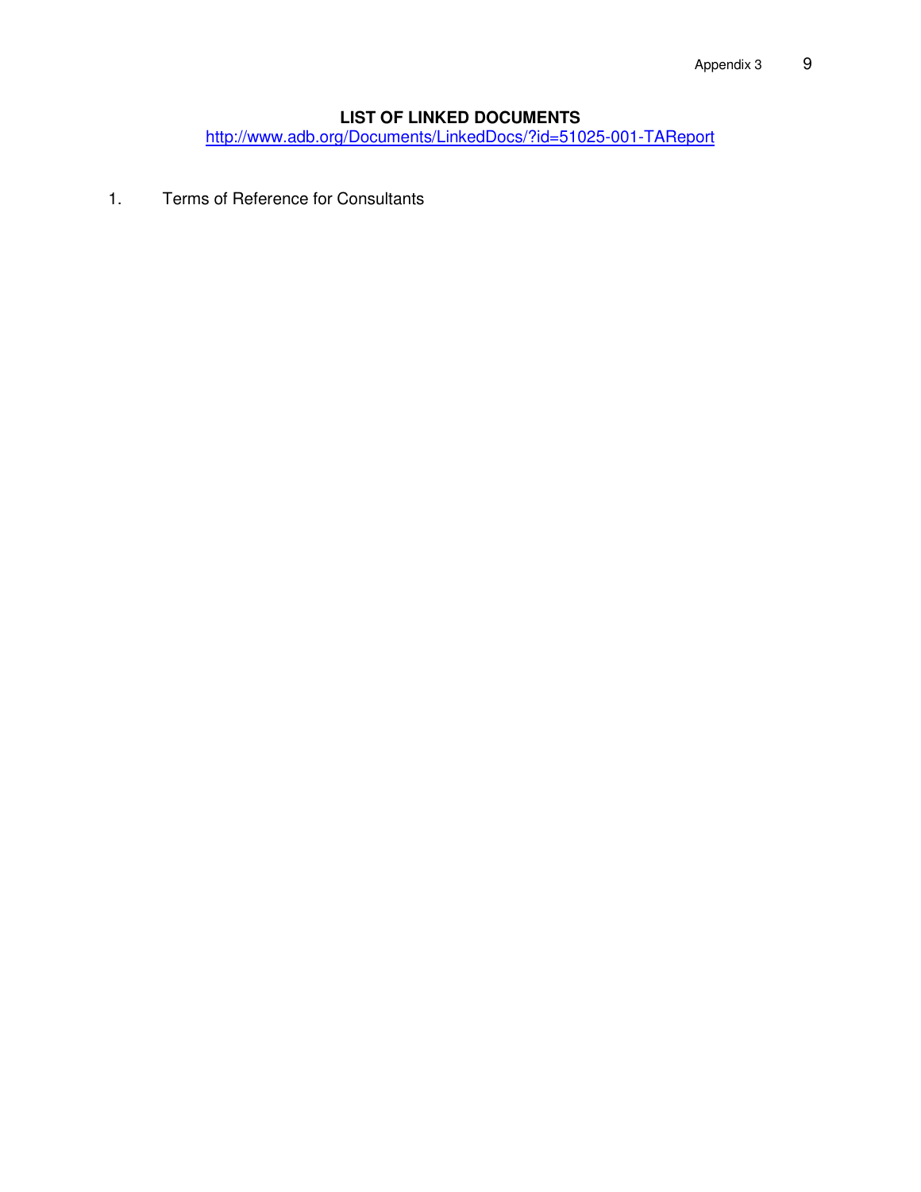**LIST OF LINKED DOCUMENTS**

http://www.adb.org/Documents/LinkedDocs/?id=51025-001-TAReport

1. Terms of Reference for Consultants